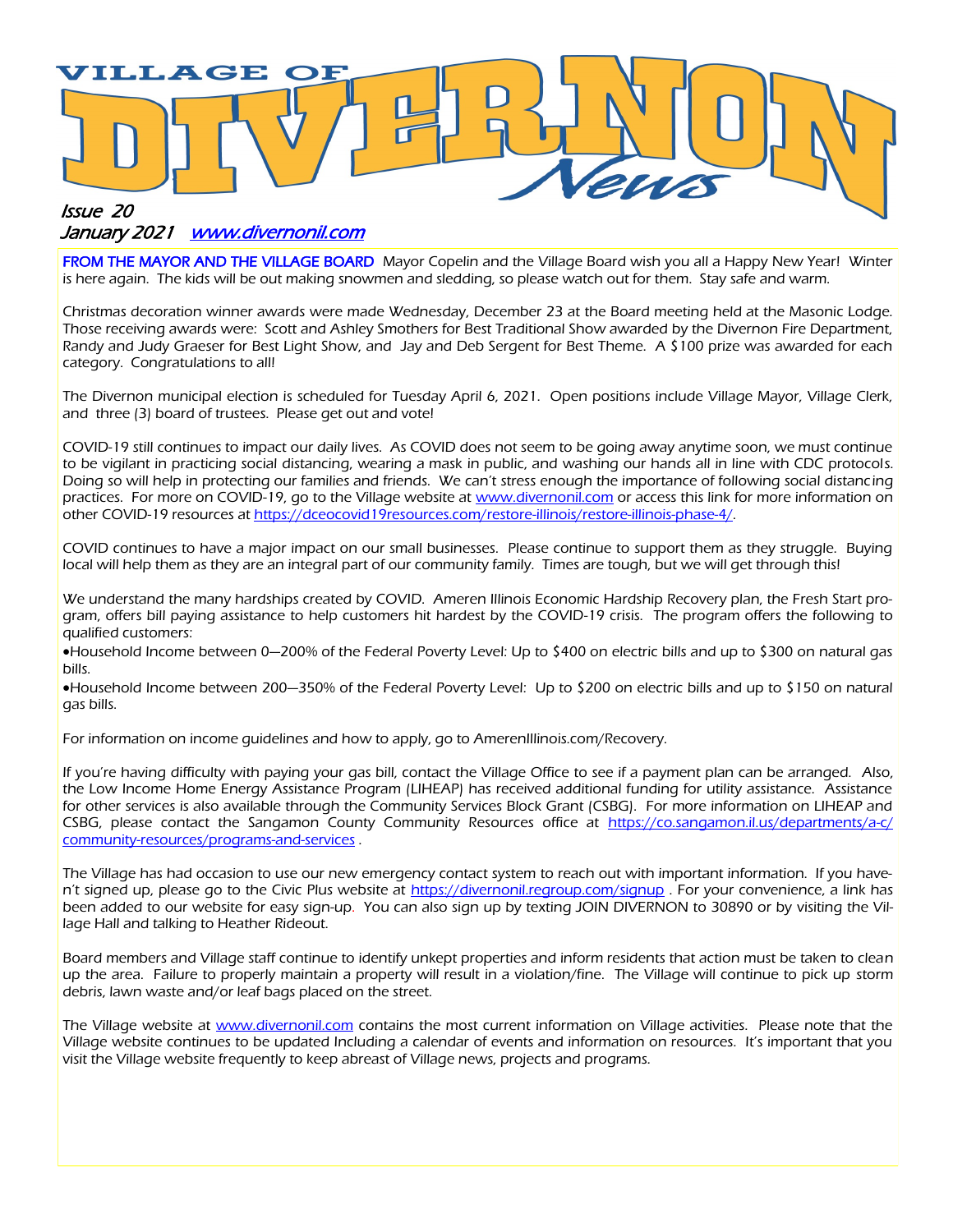# VILLAGE OF DIVERNON News

*Issue 20*
*January 2021* [www.divernonil.com](http://www.divernonil.com)

**FROM THE MAYOR AND THE VILLAGE BOARD** Mayor Copelin and the Village Board wish you all a Happy New Year! Winter is here again. The kids will be out making snowmen and sledding, so please watch out for them. Stay safe and warm.

Christmas decoration winner awards were made Wednesday, December 23 at the Board meeting held at the Masonic Lodge. Those receiving awards were: Scott and Ashley Smothers for Best Traditional Show awarded by the Divernon Fire Department, Randy and Judy Graeser for Best Light Show, and Jay and Deb Sergent for Best Theme. A $100 prize was awarded for each category. Congratulations to all!

The Divernon municipal election is scheduled for Tuesday April 6, 2021. Open positions include Village Mayor, Village Clerk, and three (3) board of trustees. Please get out and vote!

COVID-19 still continues to impact our daily lives. As COVID does not seem to be going away anytime soon, we must continue to be vigilant in practicing social distancing, wearing a mask in public, and washing our hands all in line with CDC protocols. Doing so will help in protecting our families and friends. We can't stress enough the importance of following social distancing practices. For more on COVID-19, go to the Village website at www.divernonil.com or access this link for more information on other COVID-19 resources at https://dceocovid19resources.com/restore-illinois/restore-illinois-phase-4/.

COVID continues to have a major impact on our small businesses. Please continue to support them as they struggle. Buying local will help them as they are an integral part of our community family. Times are tough, but we will get through this!

We understand the many hardships created by COVID. Ameren Illinois Economic Hardship Recovery plan, the Fresh Start program, offers bill paying assistance to help customers hit hardest by the COVID-19 crisis. The program offers the following to qualified customers:

- Household Income between 0—200% of the Federal Poverty Level: Up to $400 on electric bills and up to $300 on natural gas bills.
- Household Income between 200—350% of the Federal Poverty Level: Up to $200 on electric bills and up to $150 on natural gas bills.

For information on income guidelines and how to apply, go to AmerenIllinois.com/Recovery.

If you're having difficulty with paying your gas bill, contact the Village Office to see if a payment plan can be arranged. Also, the Low Income Home Energy Assistance Program (LIHEAP) has received additional funding for utility assistance. Assistance for other services is also available through the Community Services Block Grant (CSBG). For more information on LIHEAP and CSBG, please contact the Sangamon County Community Resources office at https://co.sangamon.il.us/departments/a-c/community-resources/programs-and-services .

The Village has had occasion to use our new emergency contact system to reach out with important information. If you haven't signed up, please go to the Civic Plus website at https://divernonil.regroup.com/signup . For your convenience, a link has been added to our website for easy sign-up. You can also sign up by texting JOIN DIVERNON to 30890 or by visiting the Village Hall and talking to Heather Rideout.

Board members and Village staff continue to identify unkept properties and inform residents that action must be taken to clean up the area. Failure to properly maintain a property will result in a violation/fine. The Village will continue to pick up storm debris, lawn waste and/or leaf bags placed on the street.

The Village website at www.divernonil.com contains the most current information on Village activities. Please note that the Village website continues to be updated Including a calendar of events and information on resources. It's important that you visit the Village website frequently to keep abreast of Village news, projects and programs.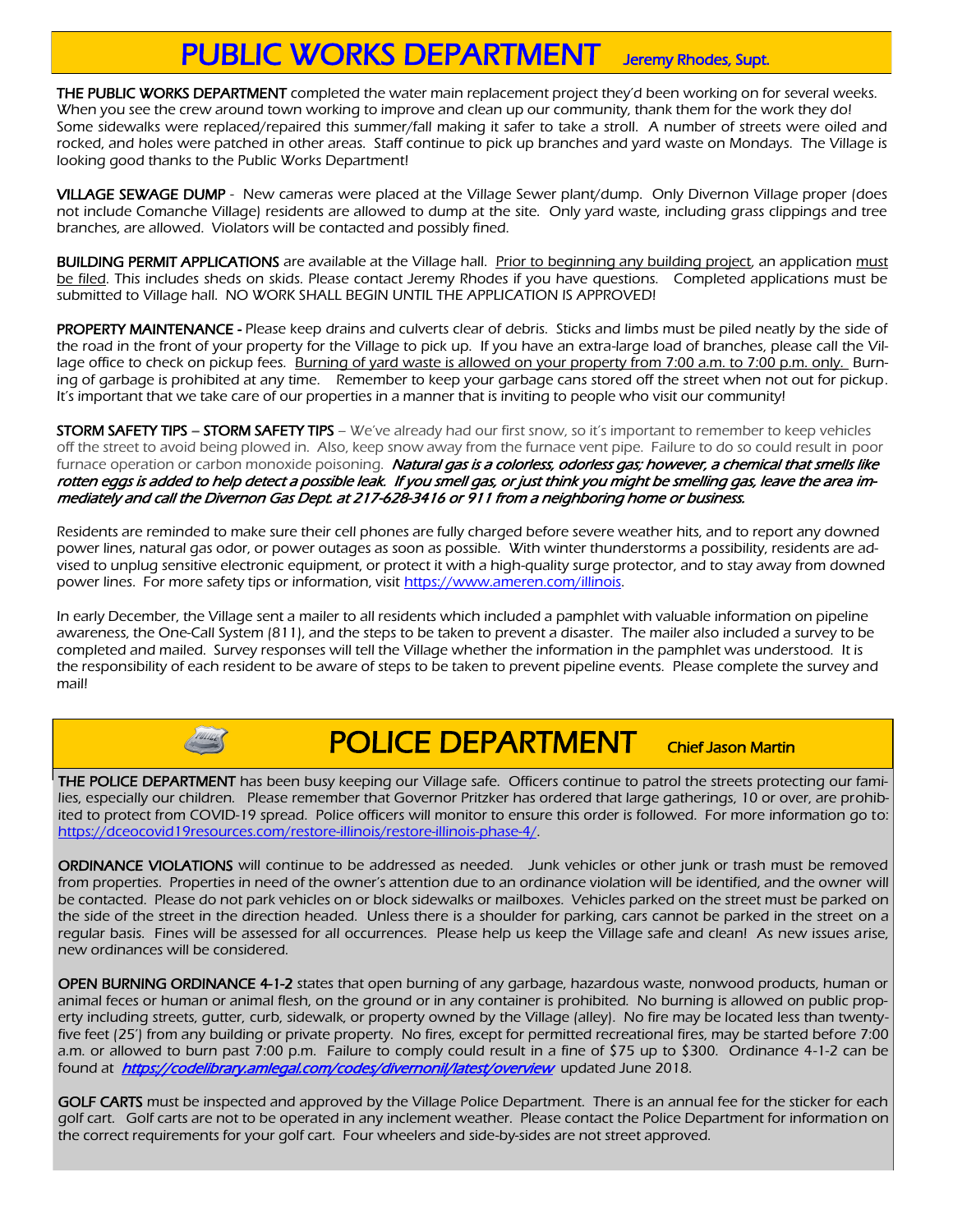# PUBLIC WORKS DEPARTMENT

Jeremy Rhodes, Supt.

**THE PUBLIC WORKS DEPARTMENT** completed the water main replacement project they'd been working on for several weeks. When you see the crew around town working to improve and clean up our community, thank them for the work they do! Some sidewalks were replaced/repaired this summer/fall making it safer to take a stroll. A number of streets were oiled and rocked, and holes were patched in other areas. Staff continue to pick up branches and yard waste on Mondays. The Village is looking good thanks to the Public Works Department!

**VILLAGE SEWAGE DUMP** - New cameras were placed at the Village Sewer plant/dump. Only Divernon Village proper (does not include Comanche Village) residents are allowed to dump at the site. Only yard waste, including grass clippings and tree branches, are allowed. Violators will be contacted and possibly fined.

**BUILDING PERMIT APPLICATIONS** are available at the Village hall. Prior to beginning any building project, an application must be filed. This includes sheds on skids. Please contact Jeremy Rhodes if you have questions. Completed applications must be submitted to Village hall. NO WORK SHALL BEGIN UNTIL THE APPLICATION IS APPROVED!

**PROPERTY MAINTENANCE -** Please keep drains and culverts clear of debris. Sticks and limbs must be piled neatly by the side of the road in the front of your property for the Village to pick up. If you have an extra-large load of branches, please call the Village office to check on pickup fees. Burning of yard waste is allowed on your property from 7:00 a.m. to 7:00 p.m. only. Burning of garbage is prohibited at any time. Remember to keep your garbage cans stored off the street when not out for pickup. It's important that we take care of our properties in a manner that is inviting to people who visit our community!

**STORM SAFETY TIPS – STORM SAFETY TIPS** – We've already had our first snow, so it's important to remember to keep vehicles off the street to avoid being plowed in. Also, keep snow away from the furnace vent pipe. Failure to do so could result in poor furnace operation or carbon monoxide poisoning. ***Natural gas is a colorless, odorless gas; however, a chemical that smells like rotten eggs is added to help detect a possible leak. If you smell gas, or just think you might be smelling gas, leave the area immediately and call the Divernon Gas Dept. at 217-628-3416 or 911 from a neighboring home or business.***

Residents are reminded to make sure their cell phones are fully charged before severe weather hits, and to report any downed power lines, natural gas odor, or power outages as soon as possible. With winter thunderstorms a possibility, residents are advised to unplug sensitive electronic equipment, or protect it with a high-quality surge protector, and to stay away from downed power lines. For more safety tips or information, visit https://www.ameren.com/illinois.

In early December, the Village sent a mailer to all residents which included a pamphlet with valuable information on pipeline awareness, the One-Call System (811), and the steps to be taken to prevent a disaster. The mailer also included a survey to be completed and mailed. Survey responses will tell the Village whether the information in the pamphlet was understood. It is the responsibility of each resident to be aware of steps to be taken to prevent pipeline events. Please complete the survey and mail!

# POLICE DEPARTMENT

Chief Jason Martin

**THE POLICE DEPARTMENT** has been busy keeping our Village safe. Officers continue to patrol the streets protecting our families, especially our children. Please remember that Governor Pritzker has ordered that large gatherings, 10 or over, are prohibited to protect from COVID-19 spread. Police officers will monitor to ensure this order is followed. For more information go to: https://dceocovid19resources.com/restore-illinois/restore-illinois-phase-4/.

**ORDINANCE VIOLATIONS** will continue to be addressed as needed. Junk vehicles or other junk or trash must be removed from properties. Properties in need of the owner's attention due to an ordinance violation will be identified, and the owner will be contacted. Please do not park vehicles on or block sidewalks or mailboxes. Vehicles parked on the street must be parked on the side of the street in the direction headed. Unless there is a shoulder for parking, cars cannot be parked in the street on a regular basis. Fines will be assessed for all occurrences. Please help us keep the Village safe and clean! As new issues arise, new ordinances will be considered.

**OPEN BURNING ORDINANCE 4-1-2** states that open burning of any garbage, hazardous waste, nonwood products, human or animal feces or human or animal flesh, on the ground or in any container is prohibited. No burning is allowed on public property including streets, gutter, curb, sidewalk, or property owned by the Village (alley). No fire may be located less than twenty-five feet (25') from any building or private property. No fires, except for permitted recreational fires, may be started before 7:00 a.m. or allowed to burn past 7:00 p.m. Failure to comply could result in a fine of $75 up to $300. Ordinance 4-1-2 can be found at ***https://codelibrary.amlegal.com/codes/divernonil/latest/overview*** updated June 2018.

**GOLF CARTS** must be inspected and approved by the Village Police Department. There is an annual fee for the sticker for each golf cart. Golf carts are not to be operated in any inclement weather. Please contact the Police Department for information on the correct requirements for your golf cart. Four wheelers and side-by-sides are not street approved.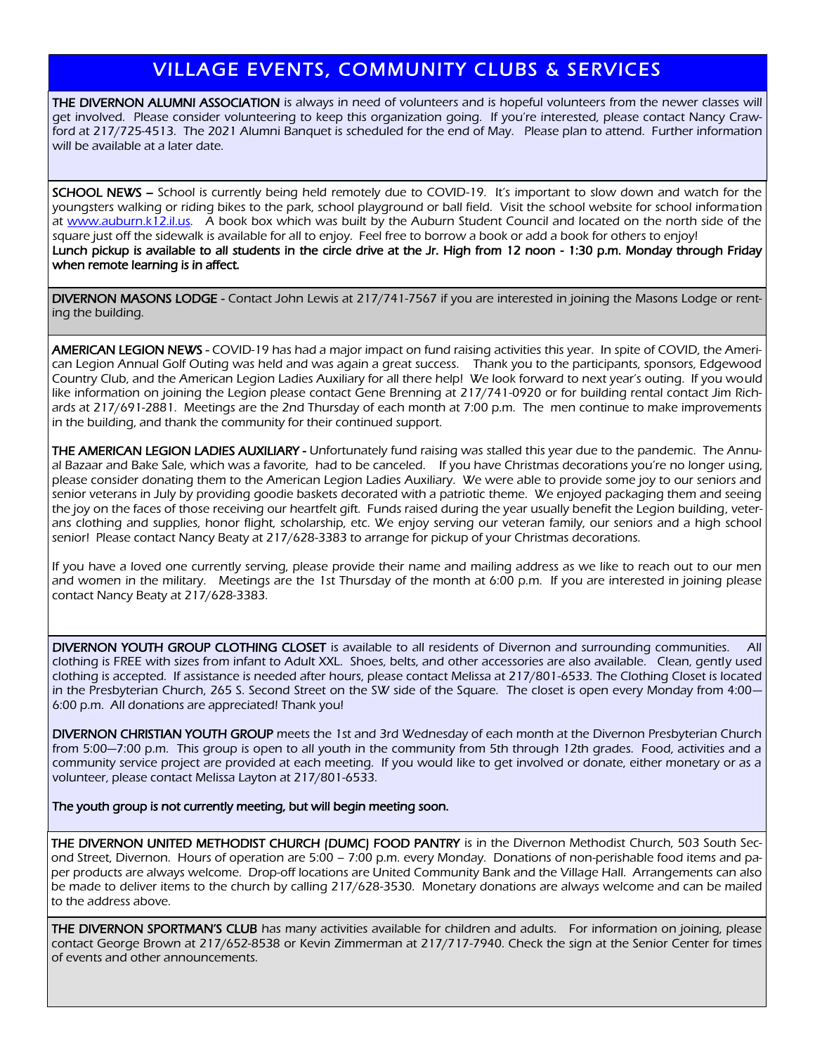# VILLAGE EVENTS, COMMUNITY CLUBS & SERVICES

**THE DIVERNON ALUMNI ASSOCIATION** is always in need of volunteers and is hopeful volunteers from the newer classes will get involved. Please consider volunteering to keep this organization going. If you're interested, please contact Nancy Crawford at 217/725-4513. The 2021 Alumni Banquet is scheduled for the end of May. Please plan to attend. Further information will be available at a later date.

**SCHOOL NEWS –** School is currently being held remotely due to COVID-19. It's important to slow down and watch for the youngsters walking or riding bikes to the park, school playground or ball field. Visit the school website for school information at [www.auburn.k12.il.us](http://www.auburn.k12.il.us). A book box which was built by the Auburn Student Council and located on the north side of the square just off the sidewalk is available for all to enjoy. Feel free to borrow a book or add a book for others to enjoy!
**Lunch pickup is available to all students in the circle drive at the Jr. High from 12 noon - 1:30 p.m. Monday through Friday when remote learning is in affect.**

**DIVERNON MASONS LODGE -** Contact John Lewis at 217/741-7567 if you are interested in joining the Masons Lodge or renting the building.

**AMERICAN LEGION NEWS -** COVID-19 has had a major impact on fund raising activities this year. In spite of COVID, the American Legion Annual Golf Outing was held and was again a great success. Thank you to the participants, sponsors, Edgewood Country Club, and the American Legion Ladies Auxiliary for all there help! We look forward to next year's outing. If you would like information on joining the Legion please contact Gene Brenning at 217/741-0920 or for building rental contact Jim Richards at 217/691-2881. Meetings are the 2nd Thursday of each month at 7:00 p.m. The men continue to make improvements in the building, and thank the community for their continued support.

**THE AMERICAN LEGION LADIES AUXILIARY -** Unfortunately fund raising was stalled this year due to the pandemic. The Annual Bazaar and Bake Sale, which was a favorite, had to be canceled. If you have Christmas decorations you're no longer using, please consider donating them to the American Legion Ladies Auxiliary. We were able to provide some joy to our seniors and senior veterans in July by providing goodie baskets decorated with a patriotic theme. We enjoyed packaging them and seeing the joy on the faces of those receiving our heartfelt gift. Funds raised during the year usually benefit the Legion building, veterans clothing and supplies, honor flight, scholarship, etc. We enjoy serving our veteran family, our seniors and a high school senior! Please contact Nancy Beaty at 217/628-3383 to arrange for pickup of your Christmas decorations.

If you have a loved one currently serving, please provide their name and mailing address as we like to reach out to our men and women in the military. Meetings are the 1st Thursday of the month at 6:00 p.m. If you are interested in joining please contact Nancy Beaty at 217/628-3383.

**DIVERNON YOUTH GROUP CLOTHING CLOSET** is available to all residents of Divernon and surrounding communities. All clothing is FREE with sizes from infant to Adult XXL. Shoes, belts, and other accessories are also available. Clean, gently used clothing is accepted. If assistance is needed after hours, please contact Melissa at 217/801-6533. The Clothing Closet is located in the Presbyterian Church, 265 S. Second Street on the SW side of the Square. The closet is open every Monday from 4:00—6:00 p.m. All donations are appreciated! Thank you!

**DIVERNON CHRISTIAN YOUTH GROUP** meets the 1st and 3rd Wednesday of each month at the Divernon Presbyterian Church from 5:00—7:00 p.m. This group is open to all youth in the community from 5th through 12th grades. Food, activities and a community service project are provided at each meeting. If you would like to get involved or donate, either monetary or as a volunteer, please contact Melissa Layton at 217/801-6533.

**The youth group is not currently meeting, but will begin meeting soon.**

**THE DIVERNON UNITED METHODIST CHURCH (DUMC) FOOD PANTRY** is in the Divernon Methodist Church, 503 South Second Street, Divernon. Hours of operation are 5:00 – 7:00 p.m. every Monday. Donations of non-perishable food items and paper products are always welcome. Drop-off locations are United Community Bank and the Village Hall. Arrangements can also be made to deliver items to the church by calling 217/628-3530. Monetary donations are always welcome and can be mailed to the address above.

**THE DIVERNON SPORTMAN'S CLUB** has many activities available for children and adults. For information on joining, please contact George Brown at 217/652-8538 or Kevin Zimmerman at 217/717-7940. Check the sign at the Senior Center for times of events and other announcements.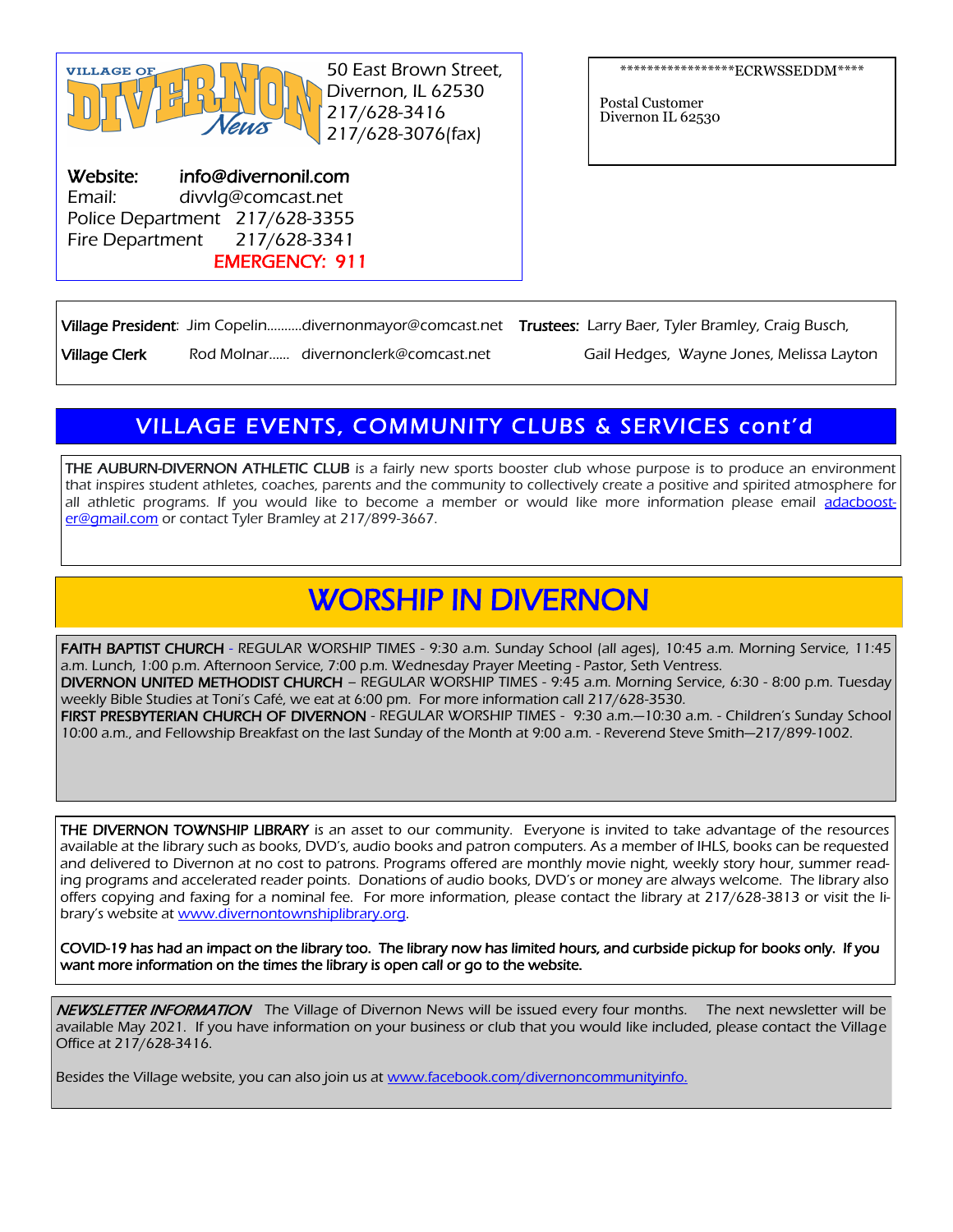VILLAGE OF DIVERNON News

50 East Brown Street,
Divernon, IL 62530
217/628-3416
217/628-3076(fax)

**Website:** info@divernonil.com
Email: divvlg@comcast.net
Police Department 217/628-3355
Fire Department 217/628-3341
EMERGENCY: 911

*****************ECRWSSEDDM****

Postal Customer
Divernon IL 62530

**Village President**: Jim Copelin..........divernonmayor@comcast.net **Trustees:** Larry Baer, Tyler Bramley, Craig Busch, Gail Hedges, Wayne Jones, Melissa Layton

**Village Clerk** Rod Molnar...... divernonclerk@comcast.net

## VILLAGE EVENTS, COMMUNITY CLUBS & SERVICES cont'd

**THE AUBURN-DIVERNON ATHLETIC CLUB** is a fairly new sports booster club whose purpose is to produce an environment that inspires student athletes, coaches, parents and the community to collectively create a positive and spirited atmosphere for all athletic programs. If you would like to become a member or would like more information please email adacbooster@gmail.com or contact Tyler Bramley at 217/899-3667.

## WORSHIP IN DIVERNON

**FAITH BAPTIST CHURCH** - REGULAR WORSHIP TIMES - 9:30 a.m. Sunday School (all ages), 10:45 a.m. Morning Service, 11:45 a.m. Lunch, 1:00 p.m. Afternoon Service, 7:00 p.m. Wednesday Prayer Meeting - Pastor, Seth Ventress.
**DIVERNON UNITED METHODIST CHURCH** – REGULAR WORSHIP TIMES - 9:45 a.m. Morning Service, 6:30 - 8:00 p.m. Tuesday weekly Bible Studies at Toni's Café, we eat at 6:00 pm. For more information call 217/628-3530.
**FIRST PRESBYTERIAN CHURCH OF DIVERNON** - REGULAR WORSHIP TIMES - 9:30 a.m.—10:30 a.m. - Children's Sunday School 10:00 a.m., and Fellowship Breakfast on the last Sunday of the Month at 9:00 a.m. - Reverend Steve Smith—217/899-1002.

**THE DIVERNON TOWNSHIP LIBRARY** is an asset to our community. Everyone is invited to take advantage of the resources available at the library such as books, DVD's, audio books and patron computers. As a member of IHLS, books can be requested and delivered to Divernon at no cost to patrons. Programs offered are monthly movie night, weekly story hour, summer reading programs and accelerated reader points. Donations of audio books, DVD's or money are always welcome. The library also offers copying and faxing for a nominal fee. For more information, please contact the library at 217/628-3813 or visit the library's website at www.divernontownshiplibrary.org.

**COVID-19 has had an impact on the library too. The library now has limited hours, and curbside pickup for books only. If you want more information on the times the library is open call or go to the website.**

***NEWSLETTER INFORMATION*** The Village of Divernon News will be issued every four months. The next newsletter will be available May 2021. If you have information on your business or club that you would like included, please contact the Village Office at 217/628-3416.

Besides the Village website, you can also join us at www.facebook.com/divernoncommunityinfo.